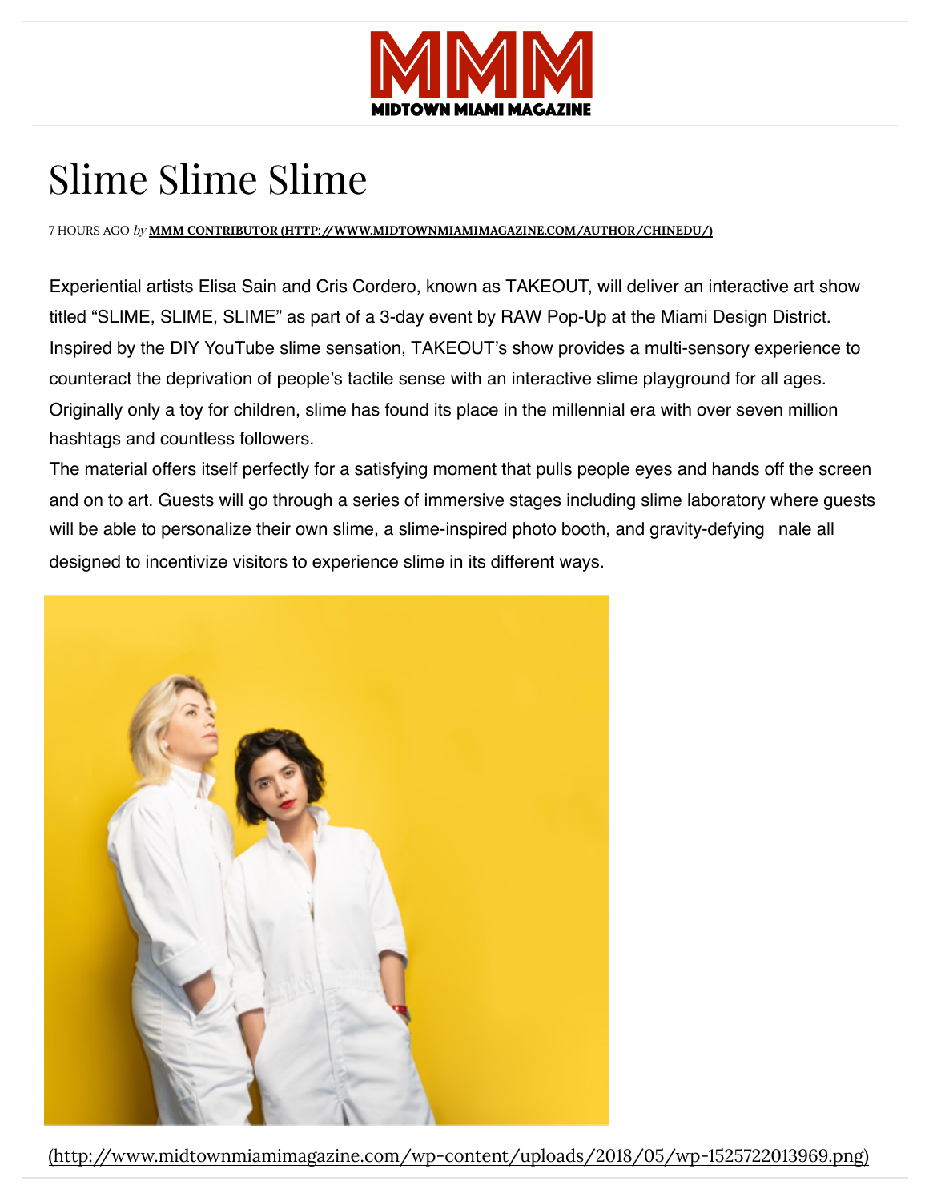# Slime Slime Slime

7 HOURS AGO *by* **MMM CONTRIBUTOR (HTTP://WWW.MIDTOWNMIAMIMAGAZINE.COM/AUTHOR/CHINEDU/)**

Experiential artists Elisa Sain and Cris Cordero, known as TAKEOUT, will deliver an interactive art show titled "SLIME, SLIME, SLIME" as part of a 3-day event by RAW Pop-Up at the Miami Design District. Inspired by the DIY YouTube slime sensation, TAKEOUT's show provides a multi-sensory experience to counteract the deprivation of people's tactile sense with an interactive slime playground for all ages. Originally only a toy for children, slime has found its place in the millennial era with over seven million hashtags and countless followers.

The material offers itself perfectly for a satisfying moment that pulls people eyes and hands off the screen and on to art. Guests will go through a series of immersive stages including slime laboratory where guests will be able to personalize their own slime, a slime-inspired photo booth, and gravity-defying  nale all designed to incentivize visitors to experience slime in its different ways.

(http://www.midtownmiamimagazine.com/wp-content/uploads/2018/05/wp-1525722013969.png)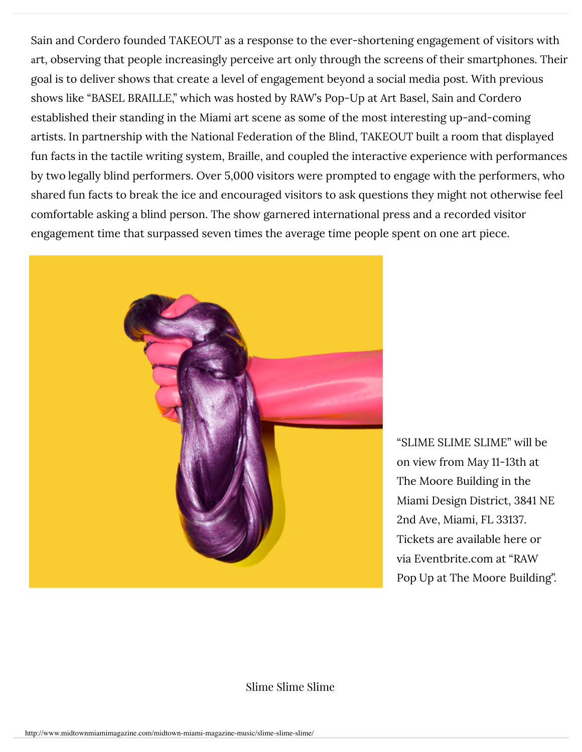Sain and Cordero founded TAKEOUT as a response to the ever-shortening engagement of visitors with art, observing that people increasingly perceive art only through the screens of their smartphones. Their goal is to deliver shows that create a level of engagement beyond a social media post. With previous shows like "BASEL BRAILLE," which was hosted by RAW's Pop-Up at Art Basel, Sain and Cordero established their standing in the Miami art scene as some of the most interesting up-and-coming artists. In partnership with the National Federation of the Blind, TAKEOUT built a room that displayed fun facts in the tactile writing system, Braille, and coupled the interactive experience with performances by two legally blind performers. Over 5,000 visitors were prompted to engage with the performers, who shared fun facts to break the ice and encouraged visitors to ask questions they might not otherwise feel comfortable asking a blind person. The show garnered international press and a recorded visitor engagement time that surpassed seven times the average time people spent on one art piece.

"SLIME SLIME SLIME" will be on view from May 11-13th at The Moore Building in the Miami Design District, 3841 NE 2nd Ave, Miami, FL 33137. Tickets are available here or via Eventbrite.com at "RAW Pop Up at The Moore Building".

Slime Slime Slime